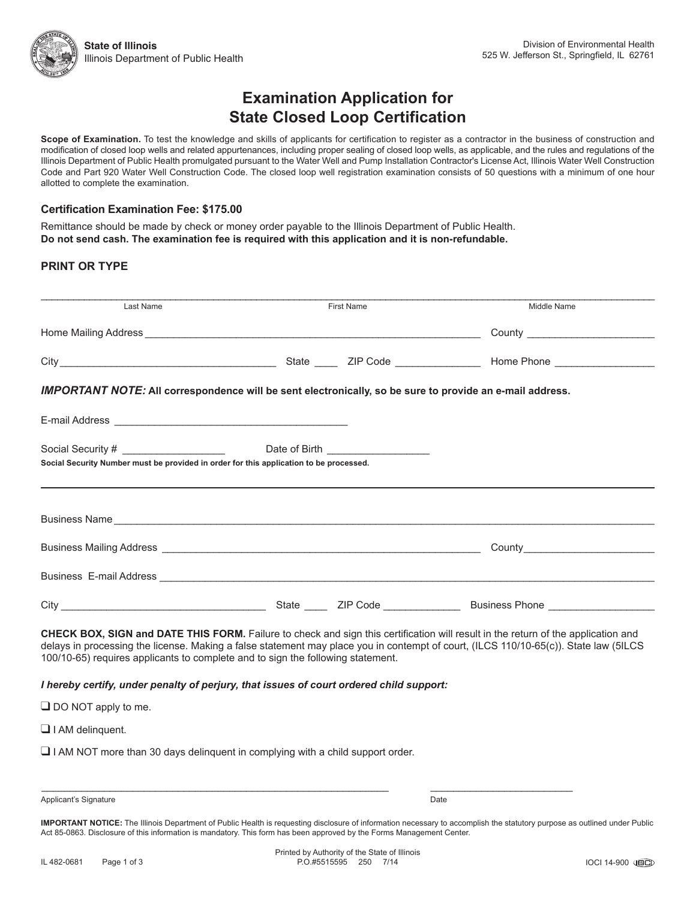**State of Illinois**
Illinois Department of Public Health

Division of Environmental Health
525 W. Jefferson St., Springfield, IL 62761

# Examination Application for State Closed Loop Certification

**Scope of Examination.** To test the knowledge and skills of applicants for certification to register as a contractor in the business of construction and modification of closed loop wells and related appurtenances, including proper sealing of closed loop wells, as applicable, and the rules and regulations of the Illinois Department of Public Health promulgated pursuant to the Water Well and Pump Installation Contractor's License Act, Illinois Water Well Construction Code and Part 920 Water Well Construction Code. The closed loop well registration examination consists of 50 questions with a minimum of one hour allotted to complete the examination.

### Certification Examination Fee: $175.00

Remittance should be made by check or money order payable to the Illinois Department of Public Health.
**Do not send cash. The examination fee is required with this application and it is non-refundable.**

### PRINT OR TYPE

______________________________________________________________________
Last Name                    First Name                    Middle Name

Home Mailing Address ______________________________ County ______________

City ______________________ State ____ ZIP Code __________ Home Phone ______________

***IMPORTANT NOTE:*** **All correspondence will be sent electronically, so be sure to provide an e-mail address.**

E-mail Address ______________________________

Social Security # ______________ Date of Birth ______________
**Social Security Number must be provided in order for this application to be processed.**

---

Business Name ______________________________________________________

Business Mailing Address ______________________________ County ______________

Business E-mail Address ______________________________________________

City ______________________ State ____ ZIP Code __________ Business Phone ______________

**CHECK BOX, SIGN and DATE THIS FORM.** Failure to check and sign this certification will result in the return of the application and delays in processing the license. Making a false statement may place you in contempt of court, (ILCS 110/10-65(c)). State law (5ILCS 100/10-65) requires applicants to complete and to sign the following statement.

***I hereby certify, under penalty of perjury, that issues of court ordered child support:***

- ❑ DO NOT apply to me.
- ❑ I AM delinquent.
- ❑ I AM NOT more than 30 days delinquent in complying with a child support order.

______________________________________ ______________________
Applicant's Signature                                        Date

**IMPORTANT NOTICE:** The Illinois Department of Public Health is requesting disclosure of information necessary to accomplish the statutory purpose as outlined under Public Act 85-0863. Disclosure of this information is mandatory. This form has been approved by the Forms Management Center.

IL 482-0681    Printed by Authority of the State of Illinois P.O.#5515595 250 7/14    IOCI 14-900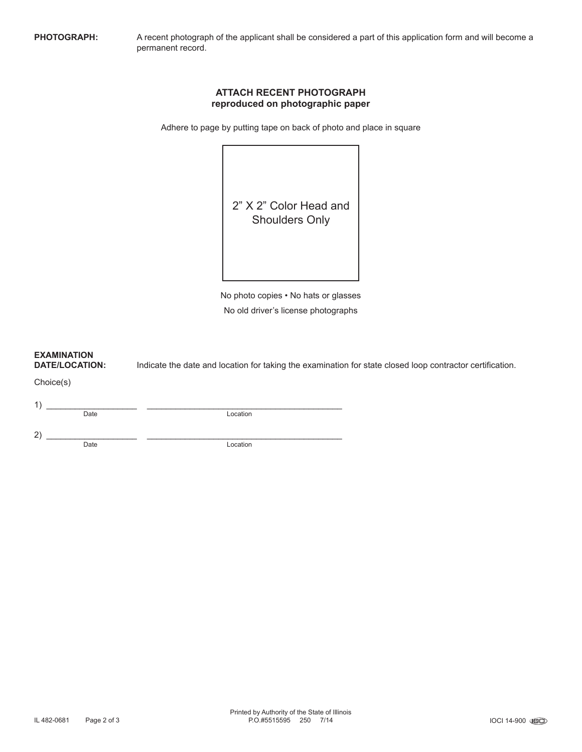**PHOTOGRAPH:** A recent photograph of the applicant shall be considered a part of this application form and will become a permanent record.

**ATTACH RECENT PHOTOGRAPH**
**reproduced on photographic paper**

Adhere to page by putting tape on back of photo and place in square

2" X 2" Color Head and Shoulders Only

No photo copies • No hats or glasses

No old driver's license photographs

**EXAMINATION DATE/LOCATION:** Indicate the date and location for taking the examination for state closed loop contractor certification.

Choice(s)

1) ____________________ ____________________________________________
Date Location

2) ____________________ ____________________________________________
Date Location

Printed by Authority of the State of Illinois
P.O.#5515595 250 7/14

IL 482-0681

IOCI 14-900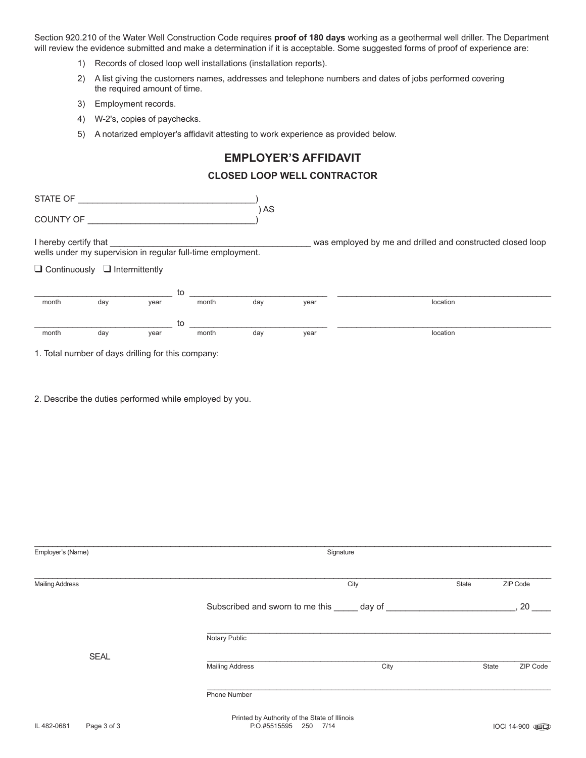Section 920.210 of the Water Well Construction Code requires **proof of 180 days** working as a geothermal well driller. The Department will review the evidence submitted and make a determination if it is acceptable. Some suggested forms of proof of experience are:

1) Records of closed loop well installations (installation reports).
2) A list giving the customers names, addresses and telephone numbers and dates of jobs performed covering the required amount of time.
3) Employment records.
4) W-2's, copies of paychecks.
5) A notarized employer's affidavit attesting to work experience as provided below.

## EMPLOYER'S AFFIDAVIT

### CLOSED LOOP WELL CONTRACTOR

STATE OF ___________________________________)
) AS
COUNTY OF _________________________________)

I hereby certify that ________________________________________ was employed by me and drilled and constructed closed loop wells under my supervision in regular full-time employment.

❑ Continuously ❑ Intermittently

____________________________ to ____________________________ ______________________________________________
month day year month day year location

____________________________ to ____________________________ ______________________________________________
month day year month day year location

1. Total number of days drilling for this company:

2. Describe the duties performed while employed by you.

______________________________________________________________________________________________________________
Employer's (Name) Signature

______________________________________________________________________________________________________________
Mailing Address City State ZIP Code

Subscribed and sworn to me this _____ day of __________________________, 20 ____

______________________________________________________________________________
Notary Public

SEAL

______________________________________________________________________________
Mailing Address City State ZIP Code

______________________________________________________________________________
Phone Number

IL 482-0681

Printed by Authority of the State of Illinois
P.O.#5515595 250 7/14

IOCI 14-900